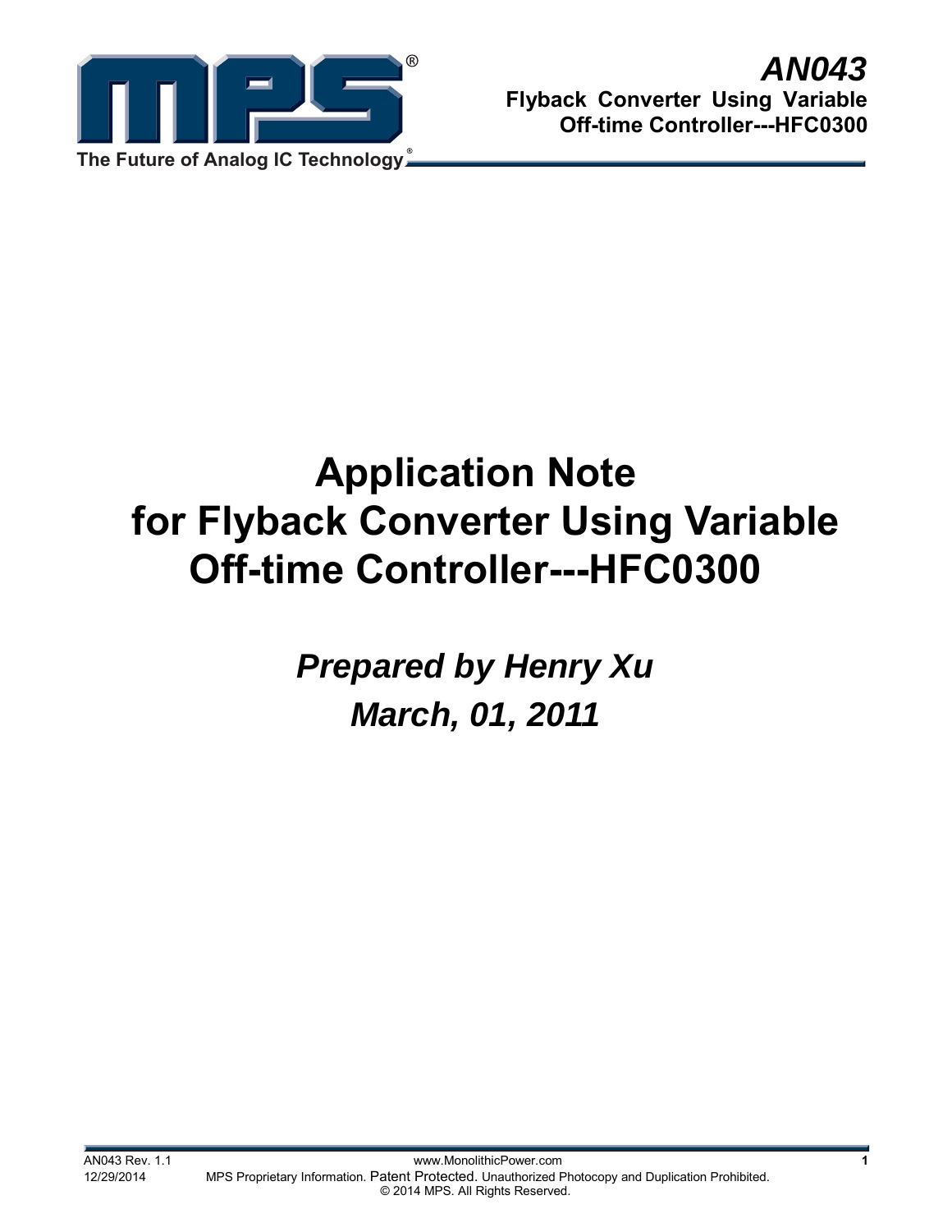# Application Note for Flyback Converter Using Variable Off-time Controller---HFC0300

***Prepared by Henry Xu***

***March, 01, 2011***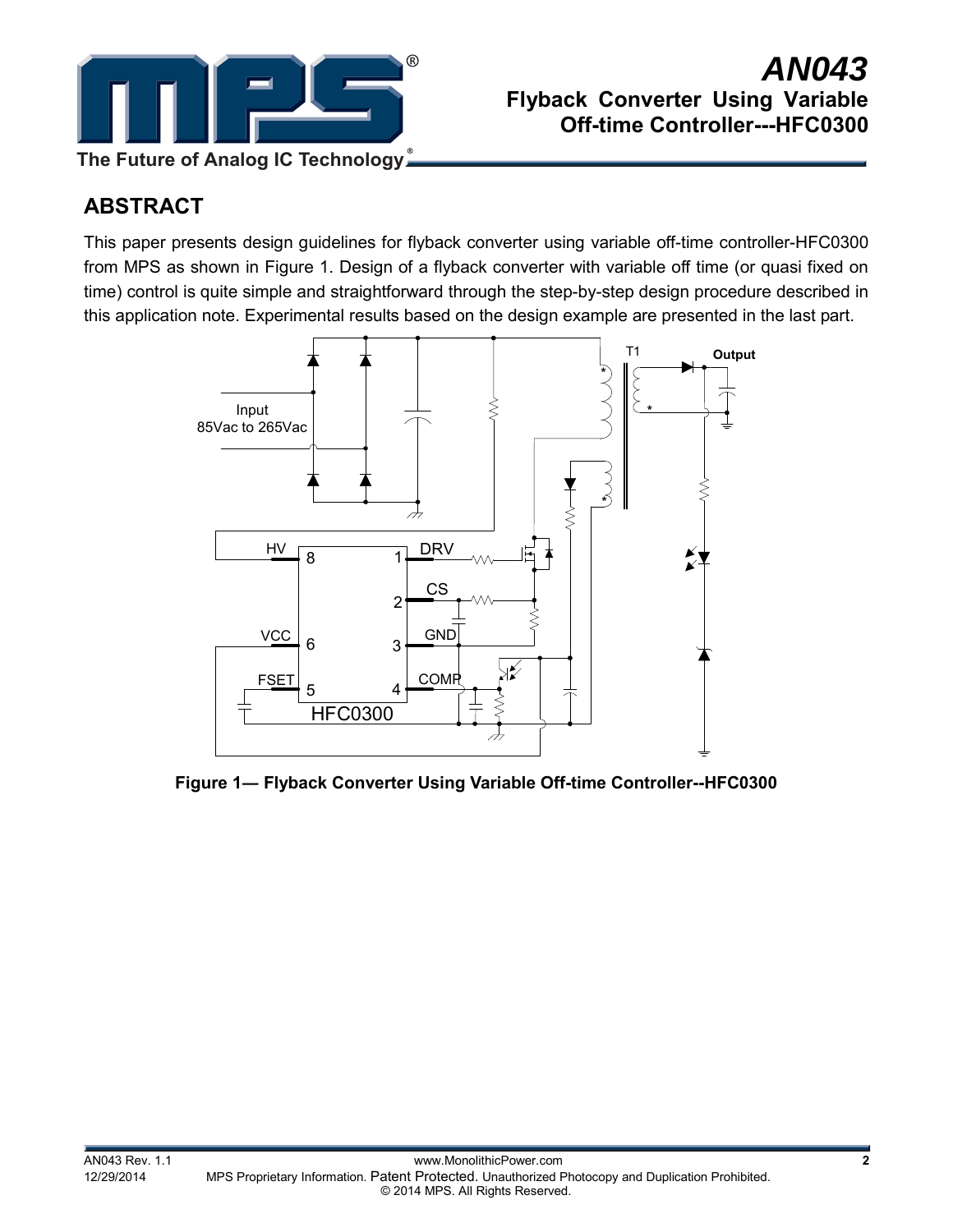## ABSTRACT

This paper presents design guidelines for flyback converter using variable off-time controller-HFC0300 from MPS as shown in Figure 1. Design of a flyback converter with variable off time (or quasi fixed on time) control is quite simple and straightforward through the step-by-step design procedure described in this application note. Experimental results based on the design example are presented in the last part.

**Figure 1— Flyback Converter Using Variable Off-time Controller--HFC0300**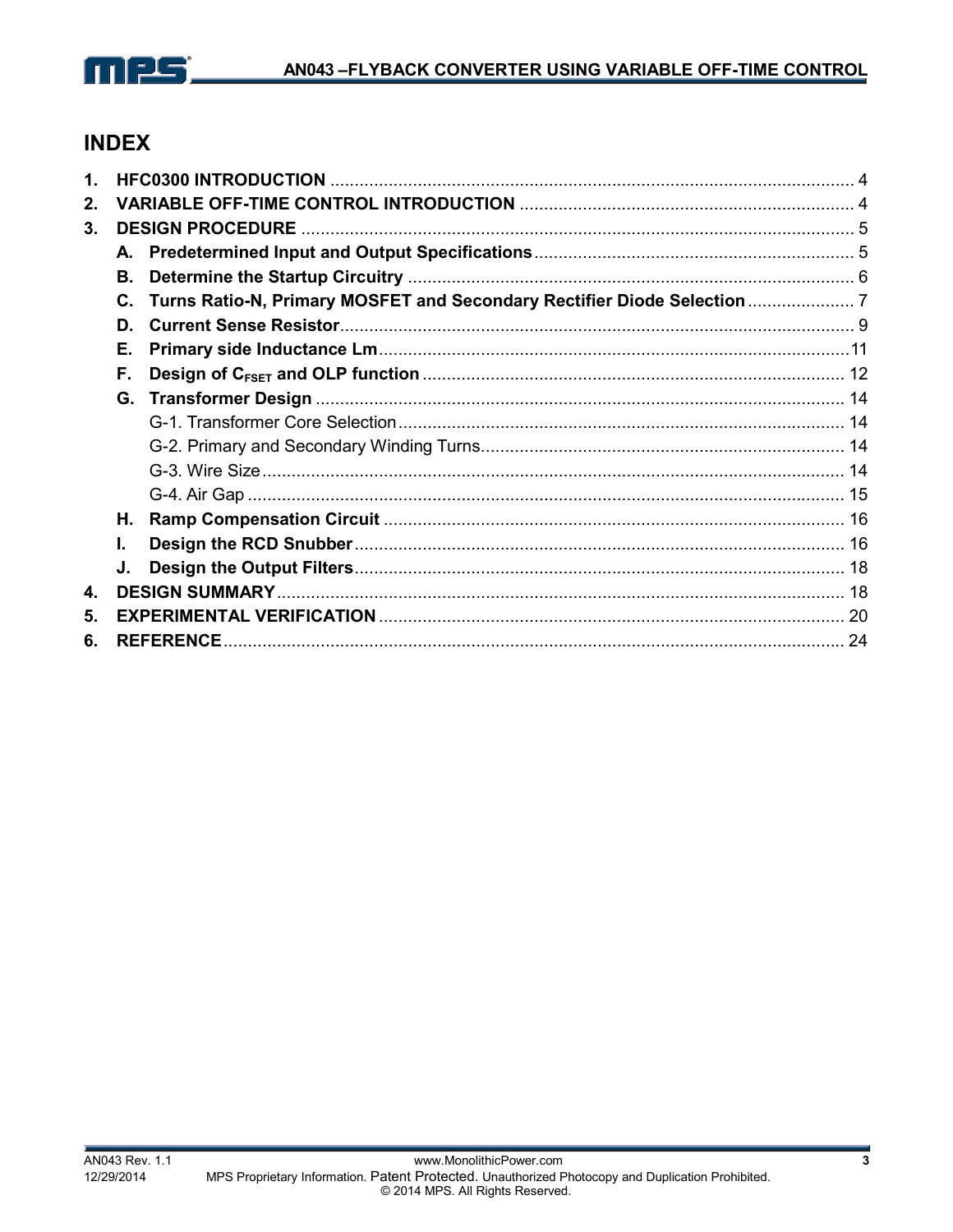# INDEX

1. **HFC0300 INTRODUCTION** ........................................................................................................... 4
2. **VARIABLE OFF-TIME CONTROL INTRODUCTION** .................................................................... 4
3. **DESIGN PROCEDURE** ................................................................................................................. 5
   - A. **Predetermined Input and Output Specifications**.................................................................. 5
   - B. **Determine the Startup Circuitry** ........................................................................................... 6
   - C. **Turns Ratio-N, Primary MOSFET and Secondary Rectifier Diode Selection** ...................... 7
   - D. **Current Sense Resistor**......................................................................................................... 9
   - E. **Primary side Inductance Lm**................................................................................................11
   - F. **Design of $C_{FSET}$ and OLP function** ...................................................................................... 12
   - G. **Transformer Design** ............................................................................................................ 14
     - G-1. Transformer Core Selection ........................................................................................... 14
     - G-2. Primary and Secondary Winding Turns.......................................................................... 14
     - G-3. Wire Size ....................................................................................................................... 14
     - G-4. Air Gap .......................................................................................................................... 15
   - H. **Ramp Compensation Circuit** .............................................................................................. 16
   - I. **Design the RCD Snubber**..................................................................................................... 16
   - J. **Design the Output Filters**..................................................................................................... 18
4. **DESIGN SUMMARY**..................................................................................................................... 18
5. **EXPERIMENTAL VERIFICATION** ................................................................................................ 20
6. **REFERENCE**................................................................................................................................ 24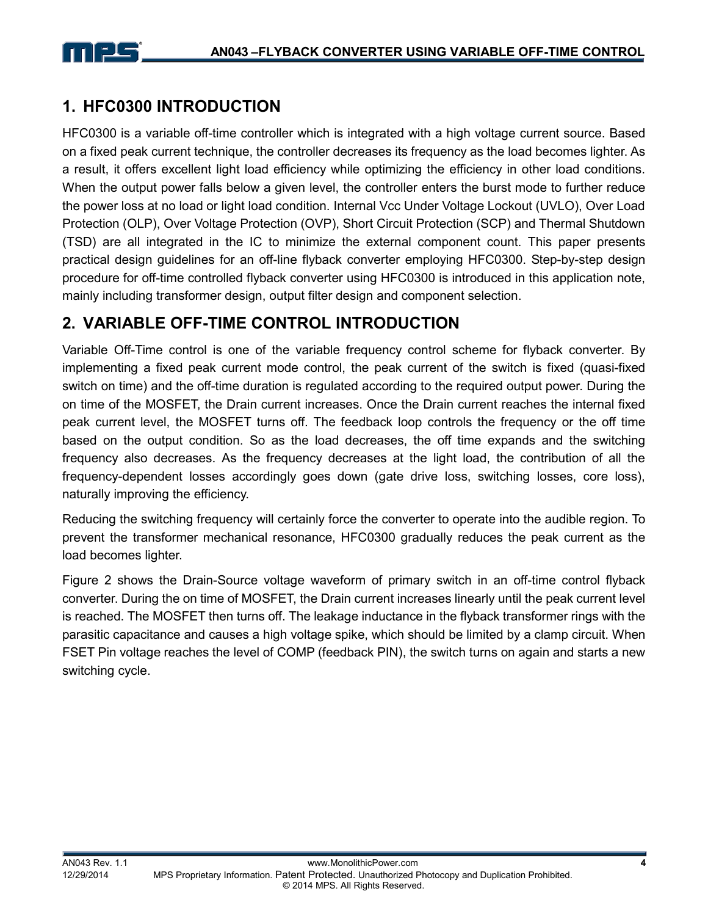## 1. HFC0300 INTRODUCTION

HFC0300 is a variable off-time controller which is integrated with a high voltage current source. Based on a fixed peak current technique, the controller decreases its frequency as the load becomes lighter. As a result, it offers excellent light load efficiency while optimizing the efficiency in other load conditions. When the output power falls below a given level, the controller enters the burst mode to further reduce the power loss at no load or light load condition. Internal Vcc Under Voltage Lockout (UVLO), Over Load Protection (OLP), Over Voltage Protection (OVP), Short Circuit Protection (SCP) and Thermal Shutdown (TSD) are all integrated in the IC to minimize the external component count. This paper presents practical design guidelines for an off-line flyback converter employing HFC0300. Step-by-step design procedure for off-time controlled flyback converter using HFC0300 is introduced in this application note, mainly including transformer design, output filter design and component selection.

## 2. VARIABLE OFF-TIME CONTROL INTRODUCTION

Variable Off-Time control is one of the variable frequency control scheme for flyback converter. By implementing a fixed peak current mode control, the peak current of the switch is fixed (quasi-fixed switch on time) and the off-time duration is regulated according to the required output power. During the on time of the MOSFET, the Drain current increases. Once the Drain current reaches the internal fixed peak current level, the MOSFET turns off. The feedback loop controls the frequency or the off time based on the output condition. So as the load decreases, the off time expands and the switching frequency also decreases. As the frequency decreases at the light load, the contribution of all the frequency-dependent losses accordingly goes down (gate drive loss, switching losses, core loss), naturally improving the efficiency.

Reducing the switching frequency will certainly force the converter to operate into the audible region. To prevent the transformer mechanical resonance, HFC0300 gradually reduces the peak current as the load becomes lighter.

Figure 2 shows the Drain-Source voltage waveform of primary switch in an off-time control flyback converter. During the on time of MOSFET, the Drain current increases linearly until the peak current level is reached. The MOSFET then turns off. The leakage inductance in the flyback transformer rings with the parasitic capacitance and causes a high voltage spike, which should be limited by a clamp circuit. When FSET Pin voltage reaches the level of COMP (feedback PIN), the switch turns on again and starts a new switching cycle.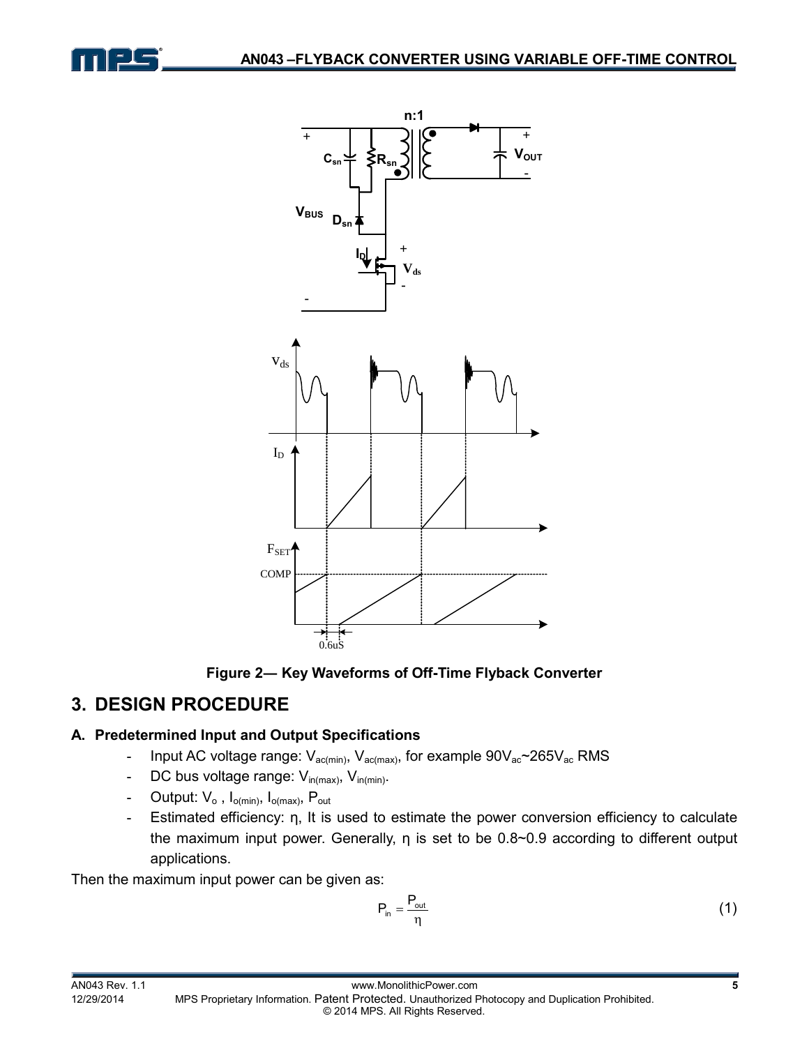Figure 2— Key Waveforms of Off-Time Flyback Converter

## 3. DESIGN PROCEDURE

### A. Predetermined Input and Output Specifications

- Input AC voltage range: $V_{ac(min)}$, $V_{ac(max)}$, for example $90V_{ac}$~$265V_{ac}$ RMS
- DC bus voltage range: $V_{in(max)}$, $V_{in(min)}$.
- Output: $V_o$ , $I_{o(min)}$, $I_{o(max)}$, $P_{out}$
- Estimated efficiency: η, It is used to estimate the power conversion efficiency to calculate the maximum input power. Generally, η is set to be 0.8~0.9 according to different output applications.

Then the maximum input power can be given as:

$$P_{in} = \frac{P_{out}}{\eta} \tag{1}$$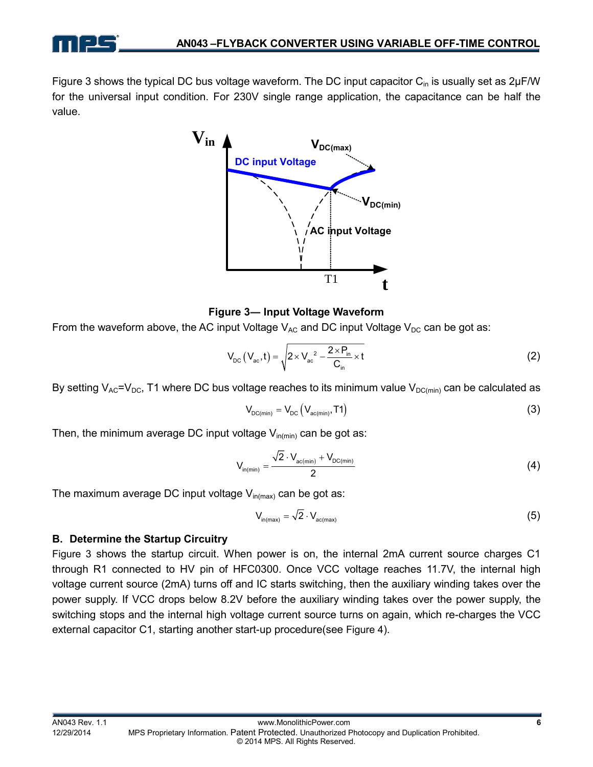Figure 3 shows the typical DC bus voltage waveform. The DC input capacitor $C_{in}$ is usually set as 2μF/W for the universal input condition. For 230V single range application, the capacitance can be half the value.

**Figure 3— Input Voltage Waveform**

From the waveform above, the AC input Voltage $V_{AC}$ and DC input Voltage $V_{DC}$ can be got as:

$$V_{DC}\left(V_{ac},t\right)=\sqrt{2\times V_{ac}^{\ 2}-\frac{2\times P_{in}}{C_{in}}\times t} \tag{2}$$

By setting $V_{AC}$=$V_{DC}$, T1 where DC bus voltage reaches to its minimum value $V_{DC(min)}$ can be calculated as

$$V_{DC(min)}=V_{DC}\left(V_{ac(min)},T1\right) \tag{3}$$

Then, the minimum average DC input voltage $V_{in(min)}$ can be got as:

$$V_{in(min)}=\frac{\sqrt{2}\cdot V_{ac(min)}+V_{DC(min)}}{2} \tag{4}$$

The maximum average DC input voltage $V_{in(max)}$ can be got as:

$$V_{in(max)}=\sqrt{2}\cdot V_{ac(max)} \tag{5}$$

## B. Determine the Startup Circuitry

Figure 3 shows the startup circuit. When power is on, the internal 2mA current source charges C1 through R1 connected to HV pin of HFC0300. Once VCC voltage reaches 11.7V, the internal high voltage current source (2mA) turns off and IC starts switching, then the auxiliary winding takes over the power supply. If VCC drops below 8.2V before the auxiliary winding takes over the power supply, the switching stops and the internal high voltage current source turns on again, which re-charges the VCC external capacitor C1, starting another start-up procedure(see Figure 4).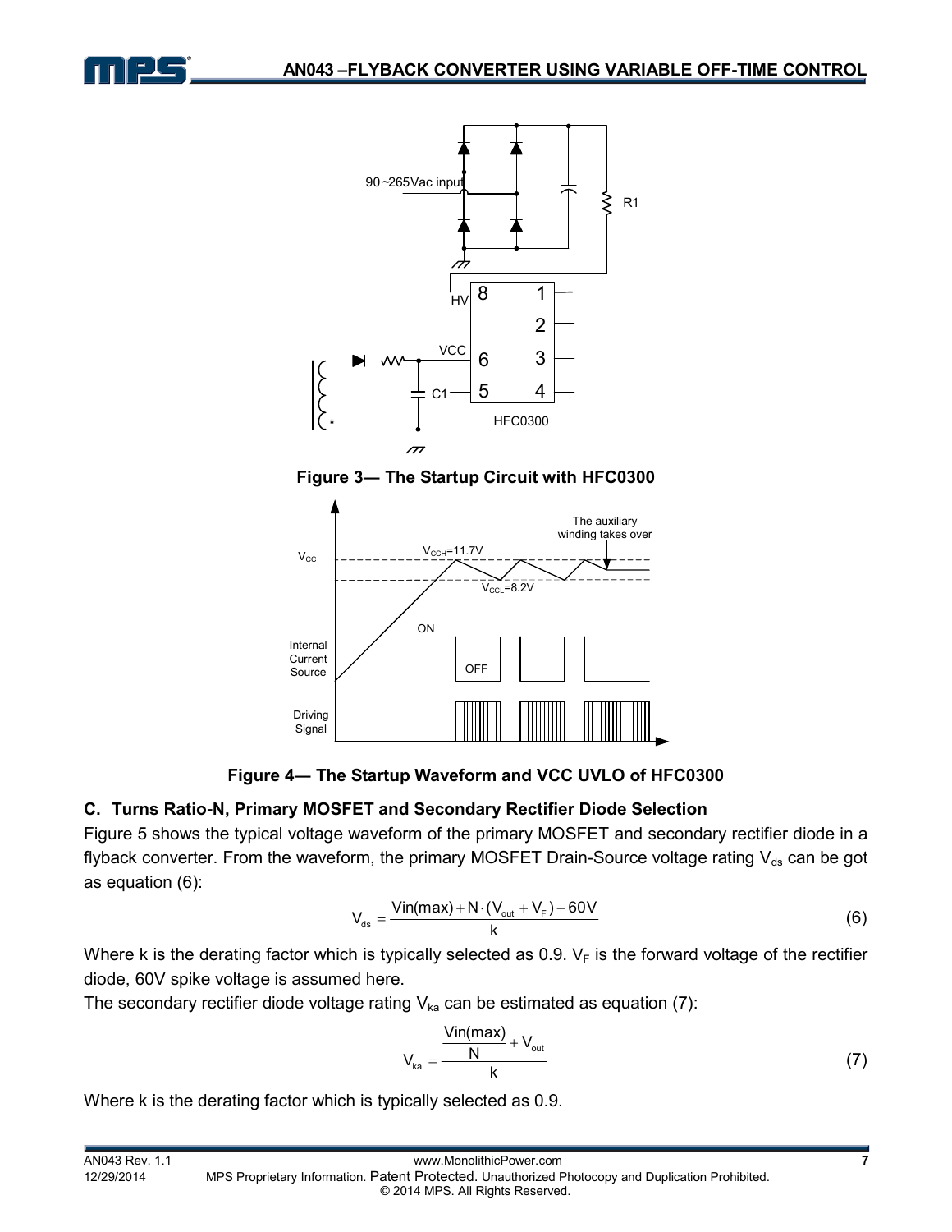Figure 3— The Startup Circuit with HFC0300

Figure 4— The Startup Waveform and VCC UVLO of HFC0300

### C. Turns Ratio-N, Primary MOSFET and Secondary Rectifier Diode Selection

Figure 5 shows the typical voltage waveform of the primary MOSFET and secondary rectifier diode in a flyback converter. From the waveform, the primary MOSFET Drain-Source voltage rating $V_{ds}$ can be got as equation (6):

$$V_{ds} = \frac{Vin(max) + N \cdot (V_{out} + V_F) + 60V}{k} \tag{6}$$

Where k is the derating factor which is typically selected as 0.9. $V_F$ is the forward voltage of the rectifier diode, 60V spike voltage is assumed here.

The secondary rectifier diode voltage rating $V_{ka}$ can be estimated as equation (7):

$$V_{ka} = \frac{\frac{Vin(max)}{N} + V_{out}}{k} \tag{7}$$

Where k is the derating factor which is typically selected as 0.9.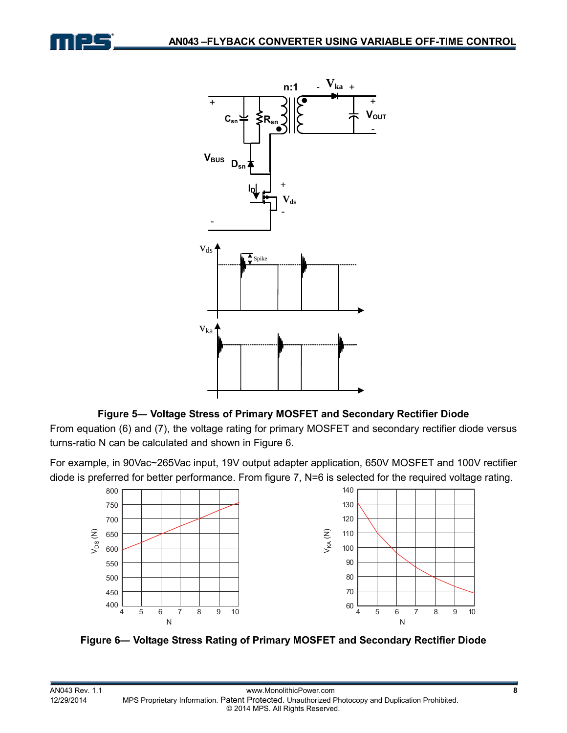**Figure 5— Voltage Stress of Primary MOSFET and Secondary Rectifier Diode**

From equation (6) and (7), the voltage rating for primary MOSFET and secondary rectifier diode versus turns-ratio N can be calculated and shown in Figure 6.

For example, in 90Vac~265Vac input, 19V output adapter application, 650V MOSFET and 100V rectifier diode is preferred for better performance. From figure 7, N=6 is selected for the required voltage rating.

**Figure 6— Voltage Stress Rating of Primary MOSFET and Secondary Rectifier Diode**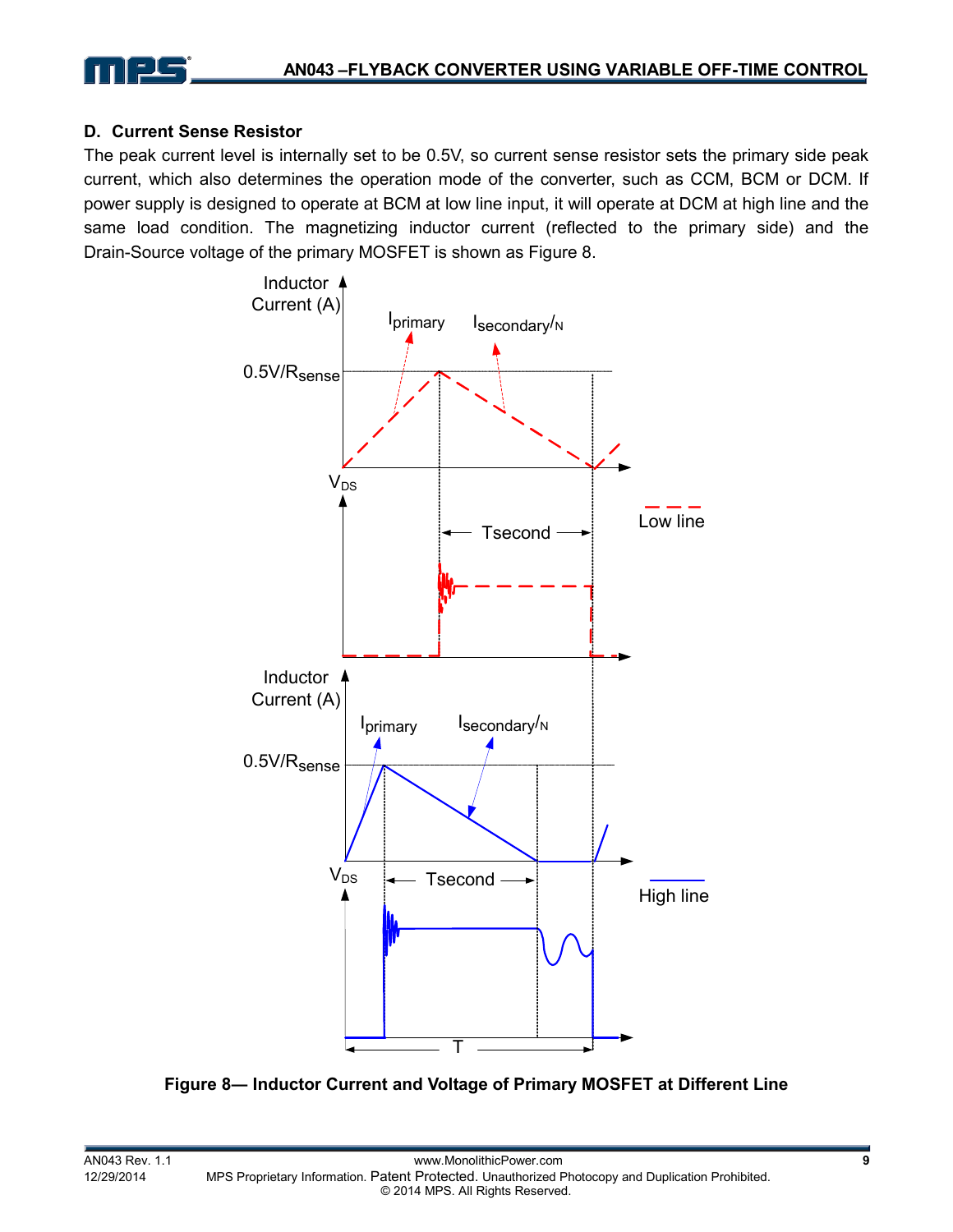### D. Current Sense Resistor

The peak current level is internally set to be 0.5V, so current sense resistor sets the primary side peak current, which also determines the operation mode of the converter, such as CCM, BCM or DCM. If power supply is designed to operate at BCM at low line input, it will operate at DCM at high line and the same load condition. The magnetizing inductor current (reflected to the primary side) and the Drain-Source voltage of the primary MOSFET is shown as Figure 8.

**Figure 8— Inductor Current and Voltage of Primary MOSFET at Different Line**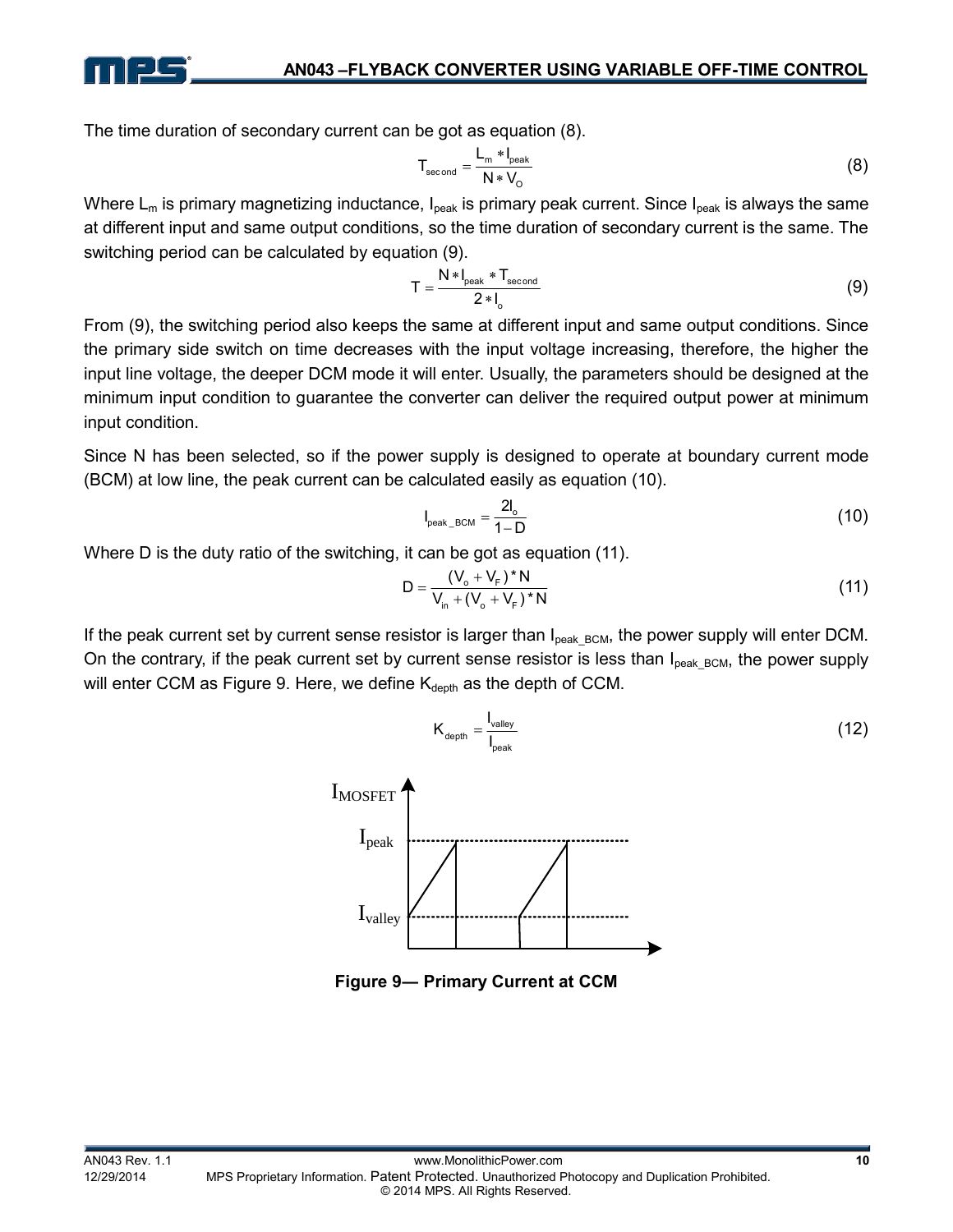The time duration of secondary current can be got as equation (8).

$$T_{second} = \frac{L_m * I_{peak}}{N * V_O} \tag{8}$$

Where $L_m$ is primary magnetizing inductance, $I_{peak}$ is primary peak current. Since $I_{peak}$ is always the same at different input and same output conditions, so the time duration of secondary current is the same. The switching period can be calculated by equation (9).

$$T = \frac{N * I_{peak} * T_{second}}{2 * I_o} \tag{9}$$

From (9), the switching period also keeps the same at different input and same output conditions. Since the primary side switch on time decreases with the input voltage increasing, therefore, the higher the input line voltage, the deeper DCM mode it will enter. Usually, the parameters should be designed at the minimum input condition to guarantee the converter can deliver the required output power at minimum input condition.

Since N has been selected, so if the power supply is designed to operate at boundary current mode (BCM) at low line, the peak current can be calculated easily as equation (10).

$$I_{peak\_BCM} = \frac{2I_o}{1 - D} \tag{10}$$

Where D is the duty ratio of the switching, it can be got as equation (11).

$$D = \frac{(V_o + V_F) * N}{V_{in} + (V_o + V_F) * N} \tag{11}$$

If the peak current set by current sense resistor is larger than $I_{peak\_BCM}$, the power supply will enter DCM. On the contrary, if the peak current set by current sense resistor is less than $I_{peak\_BCM}$, the power supply will enter CCM as Figure 9. Here, we define $K_{depth}$ as the depth of CCM.

$$K_{depth} = \frac{I_{valley}}{I_{peak}} \tag{12}$$

**Figure 9— Primary Current at CCM**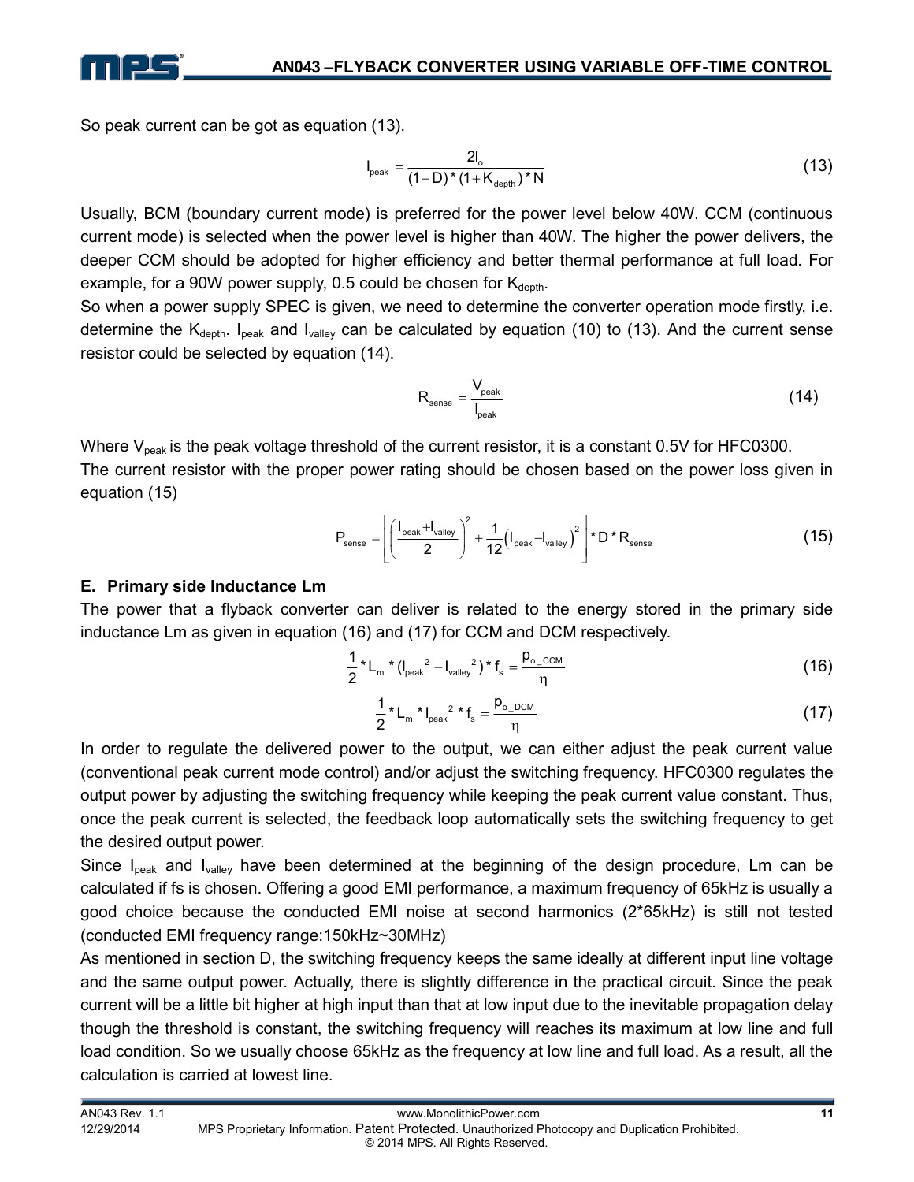So peak current can be got as equation (13).

$$I_{peak} = \frac{2I_o}{(1-D)*(1+K_{depth})*N} \tag{13}$$

Usually, BCM (boundary current mode) is preferred for the power level below 40W. CCM (continuous current mode) is selected when the power level is higher than 40W. The higher the power delivers, the deeper CCM should be adopted for higher efficiency and better thermal performance at full load. For example, for a 90W power supply, 0.5 could be chosen for $K_{depth}$.

So when a power supply SPEC is given, we need to determine the converter operation mode firstly, i.e. determine the $K_{depth}$. $I_{peak}$ and $I_{valley}$ can be calculated by equation (10) to (13). And the current sense resistor could be selected by equation (14).

$$R_{sense} = \frac{V_{peak}}{I_{peak}} \tag{14}$$

Where $V_{peak}$ is the peak voltage threshold of the current resistor, it is a constant 0.5V for HFC0300.

The current resistor with the proper power rating should be chosen based on the power loss given in equation (15)

$$P_{sense} = \left[\left(\frac{I_{peak}+I_{valley}}{2}\right)^2 + \frac{1}{12}\left(I_{peak}-I_{valley}\right)^2\right]*D*R_{sense} \tag{15}$$

## E. Primary side Inductance Lm

The power that a flyback converter can deliver is related to the energy stored in the primary side inductance Lm as given in equation (16) and (17) for CCM and DCM respectively.

$$\frac{1}{2}*L_m*(I_{peak}^2 - I_{valley}^2)*f_s = \frac{p_{o\_CCM}}{\eta} \tag{16}$$

$$\frac{1}{2}*L_m*I_{peak}^2*f_s = \frac{p_{o\_DCM}}{\eta} \tag{17}$$

In order to regulate the delivered power to the output, we can either adjust the peak current value (conventional peak current mode control) and/or adjust the switching frequency. HFC0300 regulates the output power by adjusting the switching frequency while keeping the peak current value constant. Thus, once the peak current is selected, the feedback loop automatically sets the switching frequency to get the desired output power.

Since $I_{peak}$ and $I_{valley}$ have been determined at the beginning of the design procedure, Lm can be calculated if fs is chosen. Offering a good EMI performance, a maximum frequency of 65kHz is usually a good choice because the conducted EMI noise at second harmonics (2*65kHz) is still not tested (conducted EMI frequency range:150kHz~30MHz)

As mentioned in section D, the switching frequency keeps the same ideally at different input line voltage and the same output power. Actually, there is slightly difference in the practical circuit. Since the peak current will be a little bit higher at high input than that at low input due to the inevitable propagation delay though the threshold is constant, the switching frequency will reaches its maximum at low line and full load condition. So we usually choose 65kHz as the frequency at low line and full load. As a result, all the calculation is carried at lowest line.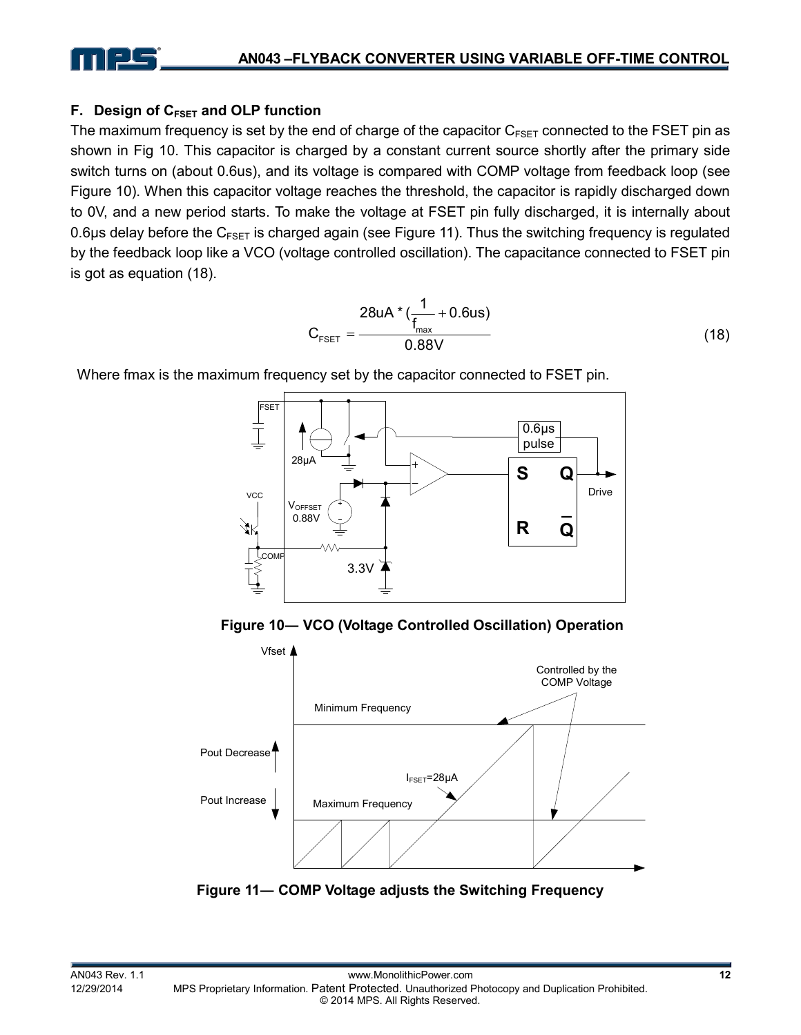### F. Design of $C_{FSET}$ and OLP function

The maximum frequency is set by the end of charge of the capacitor $C_{FSET}$ connected to the FSET pin as shown in Fig 10. This capacitor is charged by a constant current source shortly after the primary side switch turns on (about 0.6us), and its voltage is compared with COMP voltage from feedback loop (see Figure 10). When this capacitor voltage reaches the threshold, the capacitor is rapidly discharged down to 0V, and a new period starts. To make the voltage at FSET pin fully discharged, it is internally about 0.6μs delay before the $C_{FSET}$ is charged again (see Figure 11). Thus the switching frequency is regulated by the feedback loop like a VCO (voltage controlled oscillation). The capacitance connected to FSET pin is got as equation (18).

$$C_{FSET} = \frac{28uA * (\frac{1}{f_{max}} + 0.6us)}{0.88V} \tag{18}$$

Where fmax is the maximum frequency set by the capacitor connected to FSET pin.

**Figure 10— VCO (Voltage Controlled Oscillation) Operation**

**Figure 11— COMP Voltage adjusts the Switching Frequency**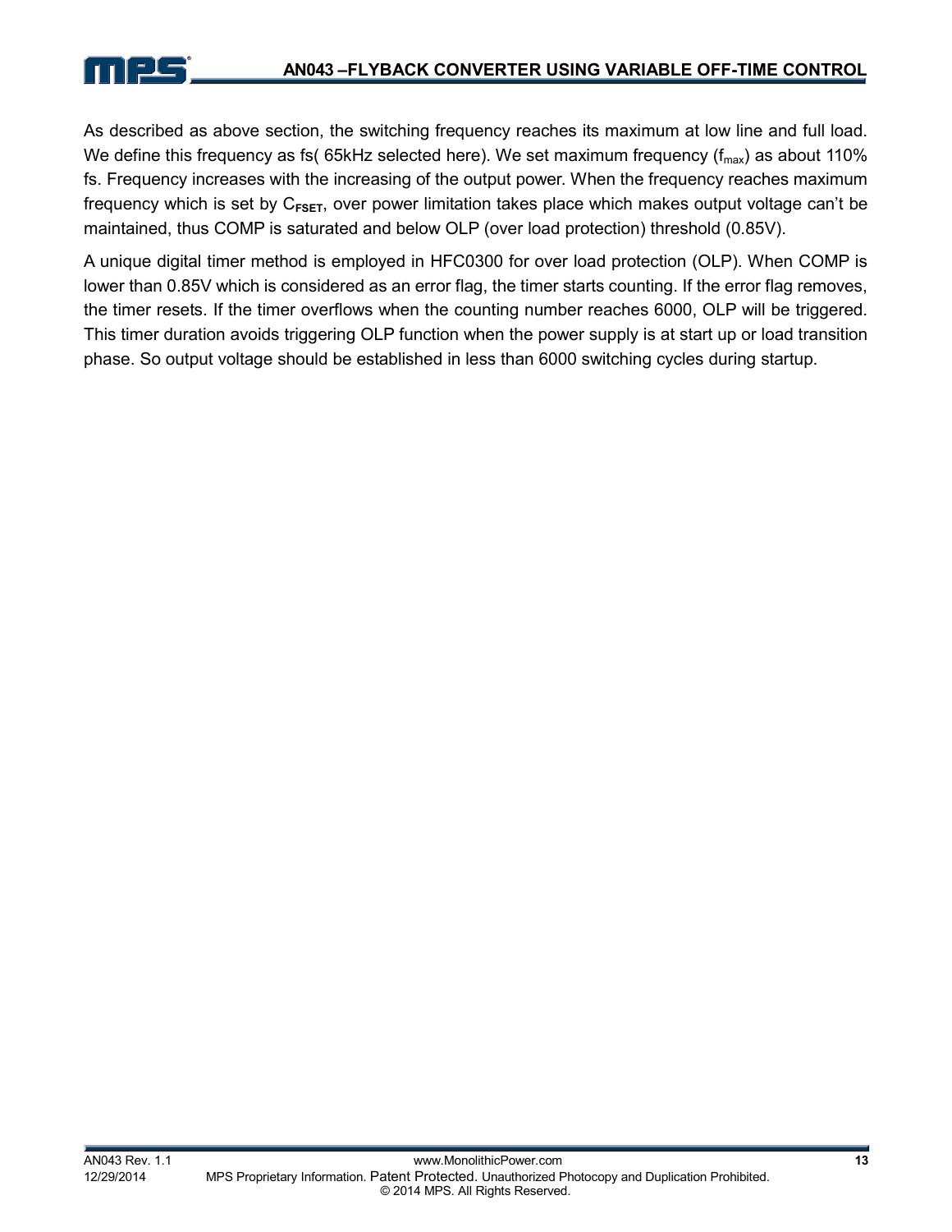As described as above section, the switching frequency reaches its maximum at low line and full load. We define this frequency as fs( 65kHz selected here). We set maximum frequency ($f_{max}$) as about 110% fs. Frequency increases with the increasing of the output power. When the frequency reaches maximum frequency which is set by $C_{FSET}$, over power limitation takes place which makes output voltage can't be maintained, thus COMP is saturated and below OLP (over load protection) threshold (0.85V).

A unique digital timer method is employed in HFC0300 for over load protection (OLP). When COMP is lower than 0.85V which is considered as an error flag, the timer starts counting. If the error flag removes, the timer resets. If the timer overflows when the counting number reaches 6000, OLP will be triggered. This timer duration avoids triggering OLP function when the power supply is at start up or load transition phase. So output voltage should be established in less than 6000 switching cycles during startup.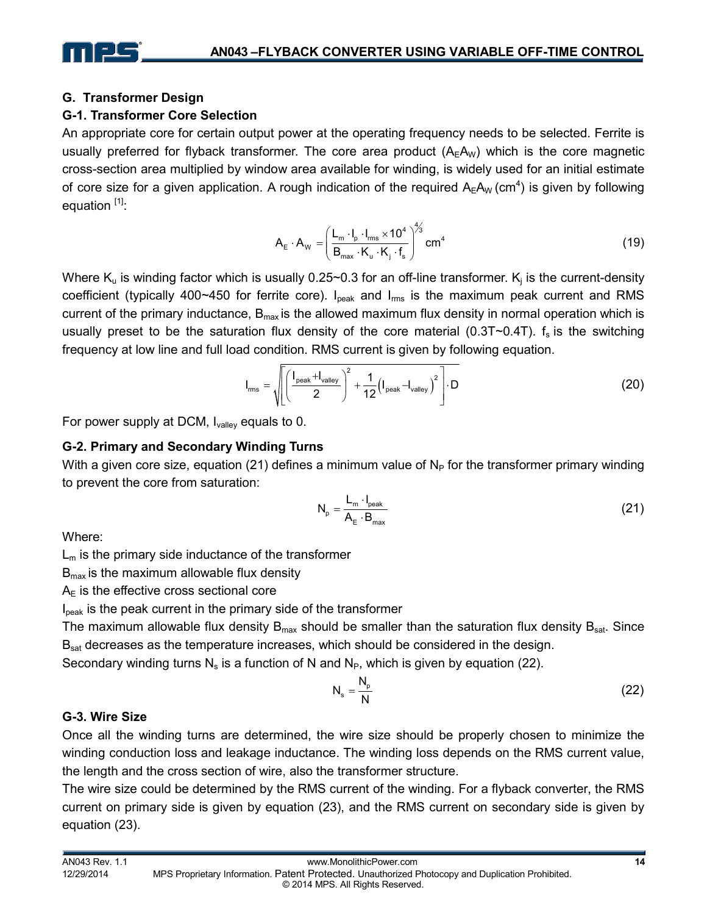## G. Transformer Design

### G-1. Transformer Core Selection

An appropriate core for certain output power at the operating frequency needs to be selected. Ferrite is usually preferred for flyback transformer. The core area product ($A_E A_W$) which is the core magnetic cross-section area multiplied by window area available for winding, is widely used for an initial estimate of core size for a given application. A rough indication of the required $A_E A_W$ ($cm^4$) is given by following equation [1]:

$$A_E \cdot A_W = \left( \frac{L_m \cdot I_p \cdot I_{rms} \times 10^4}{B_{max} \cdot K_u \cdot K_j \cdot f_s} \right)^{4/3} cm^4 \tag{19}$$

Where $K_u$ is winding factor which is usually 0.25~0.3 for an off-line transformer. $K_j$ is the current-density coefficient (typically 400~450 for ferrite core). $I_{peak}$ and $I_{rms}$ is the maximum peak current and RMS current of the primary inductance, $B_{max}$ is the allowed maximum flux density in normal operation which is usually preset to be the saturation flux density of the core material (0.3T~0.4T). $f_s$ is the switching frequency at low line and full load condition. RMS current is given by following equation.

$$I_{rms} = \sqrt{\left[ \left( \frac{I_{peak} + I_{valley}}{2} \right)^2 + \frac{1}{12} \left( I_{peak} - I_{valley} \right)^2 \right] \cdot D} \tag{20}$$

For power supply at DCM, $I_{valley}$ equals to 0.

### G-2. Primary and Secondary Winding Turns

With a given core size, equation (21) defines a minimum value of $N_P$ for the transformer primary winding to prevent the core from saturation:

$$N_p = \frac{L_m \cdot I_{peak}}{A_E \cdot B_{max}} \tag{21}$$

Where:

$L_m$ is the primary side inductance of the transformer

$B_{max}$ is the maximum allowable flux density

$A_E$ is the effective cross sectional core

$I_{peak}$ is the peak current in the primary side of the transformer

The maximum allowable flux density $B_{max}$ should be smaller than the saturation flux density $B_{sat}$. Since $B_{sat}$ decreases as the temperature increases, which should be considered in the design.

Secondary winding turns $N_s$ is a function of N and $N_P$, which is given by equation (22).

$$N_s = \frac{N_p}{N} \tag{22}$$

### G-3. Wire Size

Once all the winding turns are determined, the wire size should be properly chosen to minimize the winding conduction loss and leakage inductance. The winding loss depends on the RMS current value, the length and the cross section of wire, also the transformer structure.

The wire size could be determined by the RMS current of the winding. For a flyback converter, the RMS current on primary side is given by equation (23), and the RMS current on secondary side is given by equation (23).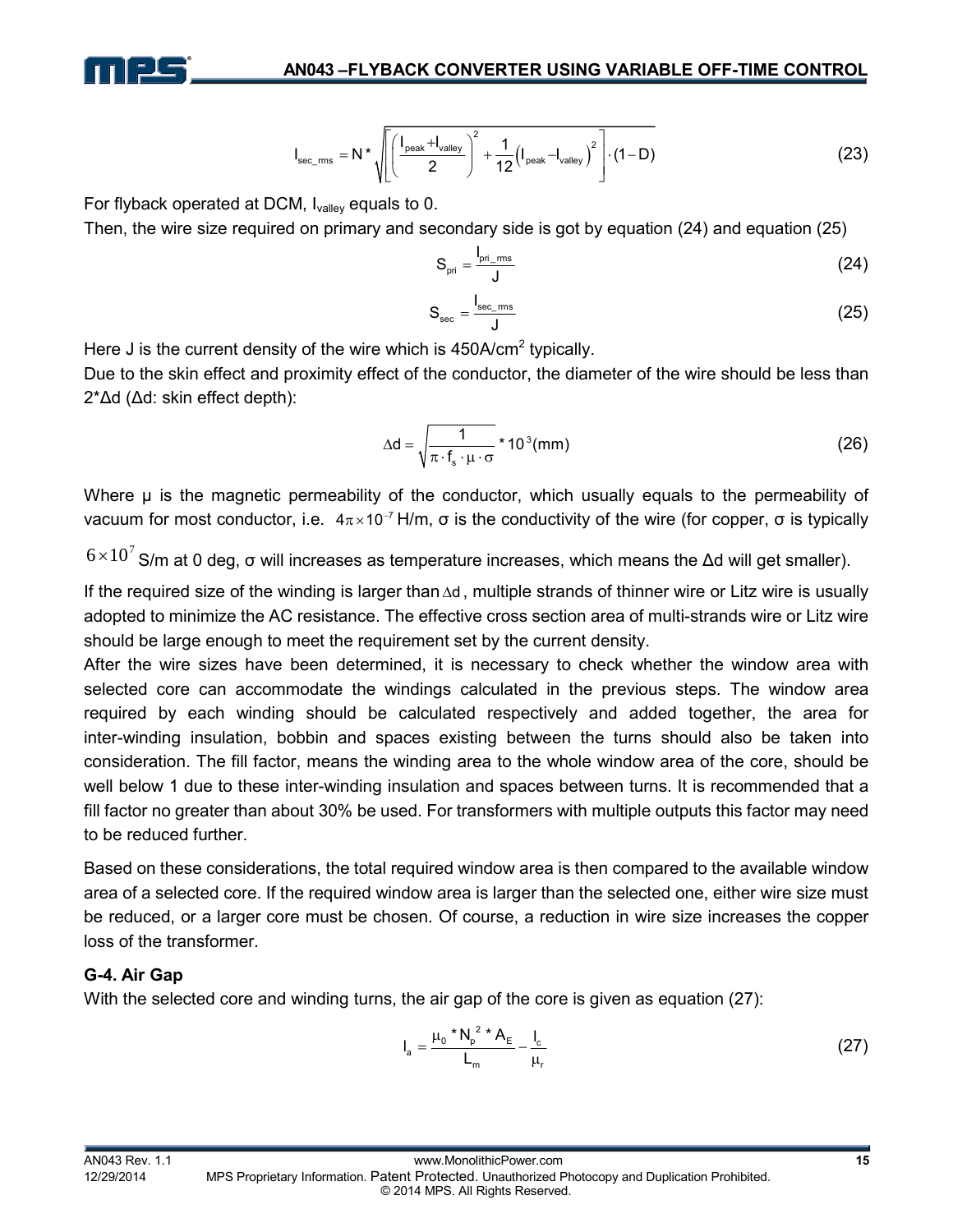$$I_{sec\_rms} = N * \sqrt{\left[\left(\frac{I_{peak} + I_{valley}}{2}\right)^2 + \frac{1}{12}\left(I_{peak} - I_{valley}\right)^2\right] \cdot (1 - D)} \tag{23}$$

For flyback operated at DCM, $I_{valley}$ equals to 0.

Then, the wire size required on primary and secondary side is got by equation (24) and equation (25)

$$S_{pri} = \frac{I_{pri\_rms}}{J} \tag{24}$$

$$S_{sec} = \frac{I_{sec\_rms}}{J} \tag{25}$$

Here J is the current density of the wire which is 450A/cm$^2$ typically.

Due to the skin effect and proximity effect of the conductor, the diameter of the wire should be less than 2*Δd (Δd: skin effect depth):

$$\Delta d = \sqrt{\frac{1}{\pi \cdot f_s \cdot \mu \cdot \sigma}} * 10^3 (mm) \tag{26}$$

Where μ is the magnetic permeability of the conductor, which usually equals to the permeability of vacuum for most conductor, i.e. $4\pi \times 10^{-7}$ H/m, σ is the conductivity of the wire (for copper, σ is typically $6 \times 10^7$ S/m at 0 deg, σ will increases as temperature increases, which means the Δd will get smaller).

If the required size of the winding is larger than $\Delta d$, multiple strands of thinner wire or Litz wire is usually adopted to minimize the AC resistance. The effective cross section area of multi-strands wire or Litz wire should be large enough to meet the requirement set by the current density.

After the wire sizes have been determined, it is necessary to check whether the window area with selected core can accommodate the windings calculated in the previous steps. The window area required by each winding should be calculated respectively and added together, the area for inter-winding insulation, bobbin and spaces existing between the turns should also be taken into consideration. The fill factor, means the winding area to the whole window area of the core, should be well below 1 due to these inter-winding insulation and spaces between turns. It is recommended that a fill factor no greater than about 30% be used. For transformers with multiple outputs this factor may need to be reduced further.

Based on these considerations, the total required window area is then compared to the available window area of a selected core. If the required window area is larger than the selected one, either wire size must be reduced, or a larger core must be chosen. Of course, a reduction in wire size increases the copper loss of the transformer.

### G-4. Air Gap

With the selected core and winding turns, the air gap of the core is given as equation (27):

$$l_a = \frac{\mu_0 * N_p^{\ 2} * A_E}{L_m} - \frac{l_c}{\mu_r} \tag{27}$$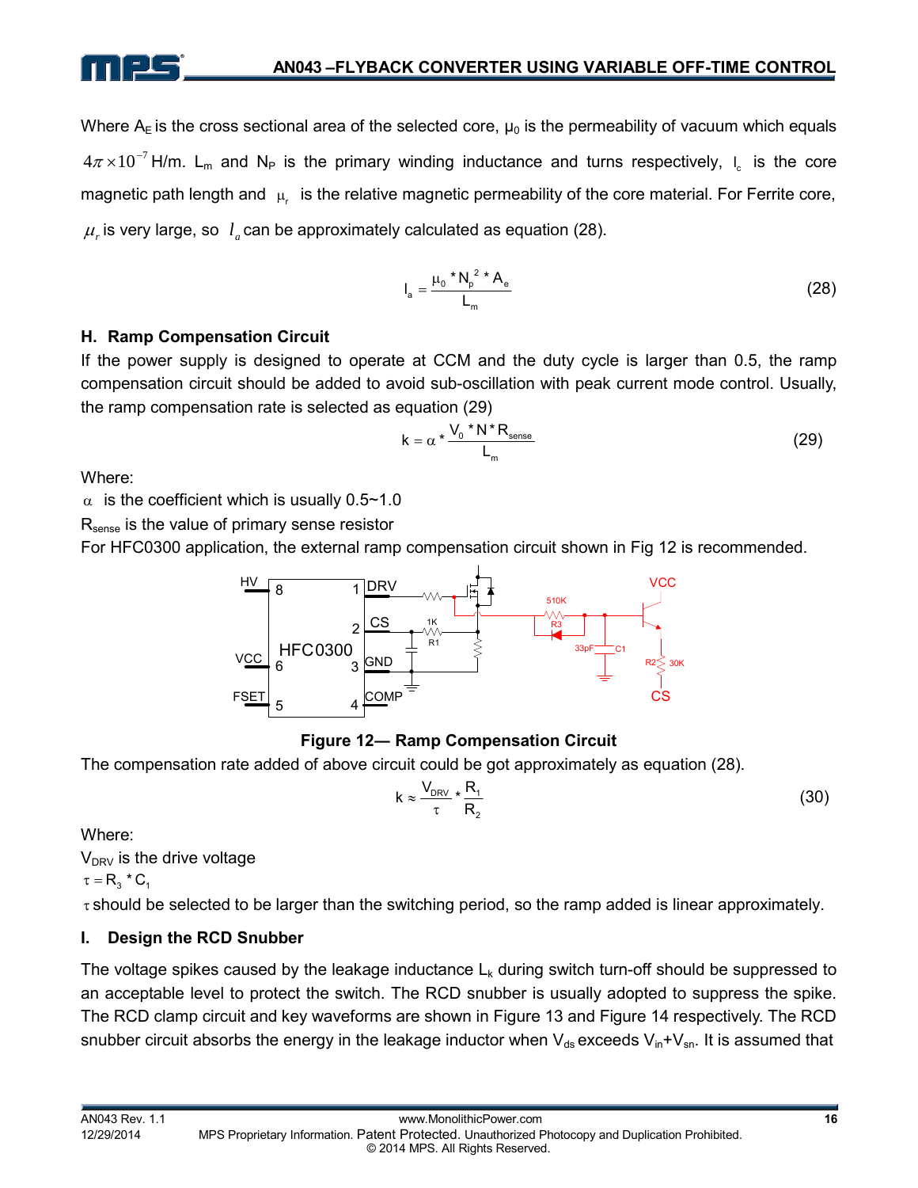Where $A_E$ is the cross sectional area of the selected core, $\mu_0$ is the permeability of vacuum which equals $4\pi \times 10^{-7}$ H/m. $L_m$ and $N_P$ is the primary winding inductance and turns respectively, $l_c$ is the core magnetic path length and $\mu_r$ is the relative magnetic permeability of the core material. For Ferrite core, $\mu_r$ is very large, so $l_a$ can be approximately calculated as equation (28).

$$l_a = \frac{\mu_0 * N_p^{\ 2} * A_e}{L_m} \tag{28}$$

### H. Ramp Compensation Circuit

If the power supply is designed to operate at CCM and the duty cycle is larger than 0.5, the ramp compensation circuit should be added to avoid sub-oscillation with peak current mode control. Usually, the ramp compensation rate is selected as equation (29)

$$k = \alpha * \frac{V_0 * N * R_{sense}}{L_m} \tag{29}$$

Where:

$\alpha$ is the coefficient which is usually 0.5~1.0

$R_{sense}$ is the value of primary sense resistor

For HFC0300 application, the external ramp compensation circuit shown in Fig 12 is recommended.

**Figure 12— Ramp Compensation Circuit**

The compensation rate added of above circuit could be got approximately as equation (28).

$$k \approx \frac{V_{DRV}}{\tau} * \frac{R_1}{R_2} \tag{30}$$

Where:

$V_{DRV}$ is the drive voltage

$\tau = R_3 * C_1$

$\tau$ should be selected to be larger than the switching period, so the ramp added is linear approximately.

### I. Design the RCD Snubber

The voltage spikes caused by the leakage inductance $L_k$ during switch turn-off should be suppressed to an acceptable level to protect the switch. The RCD snubber is usually adopted to suppress the spike. The RCD clamp circuit and key waveforms are shown in Figure 13 and Figure 14 respectively. The RCD snubber circuit absorbs the energy in the leakage inductor when $V_{ds}$ exceeds $V_{in}+V_{sn}$. It is assumed that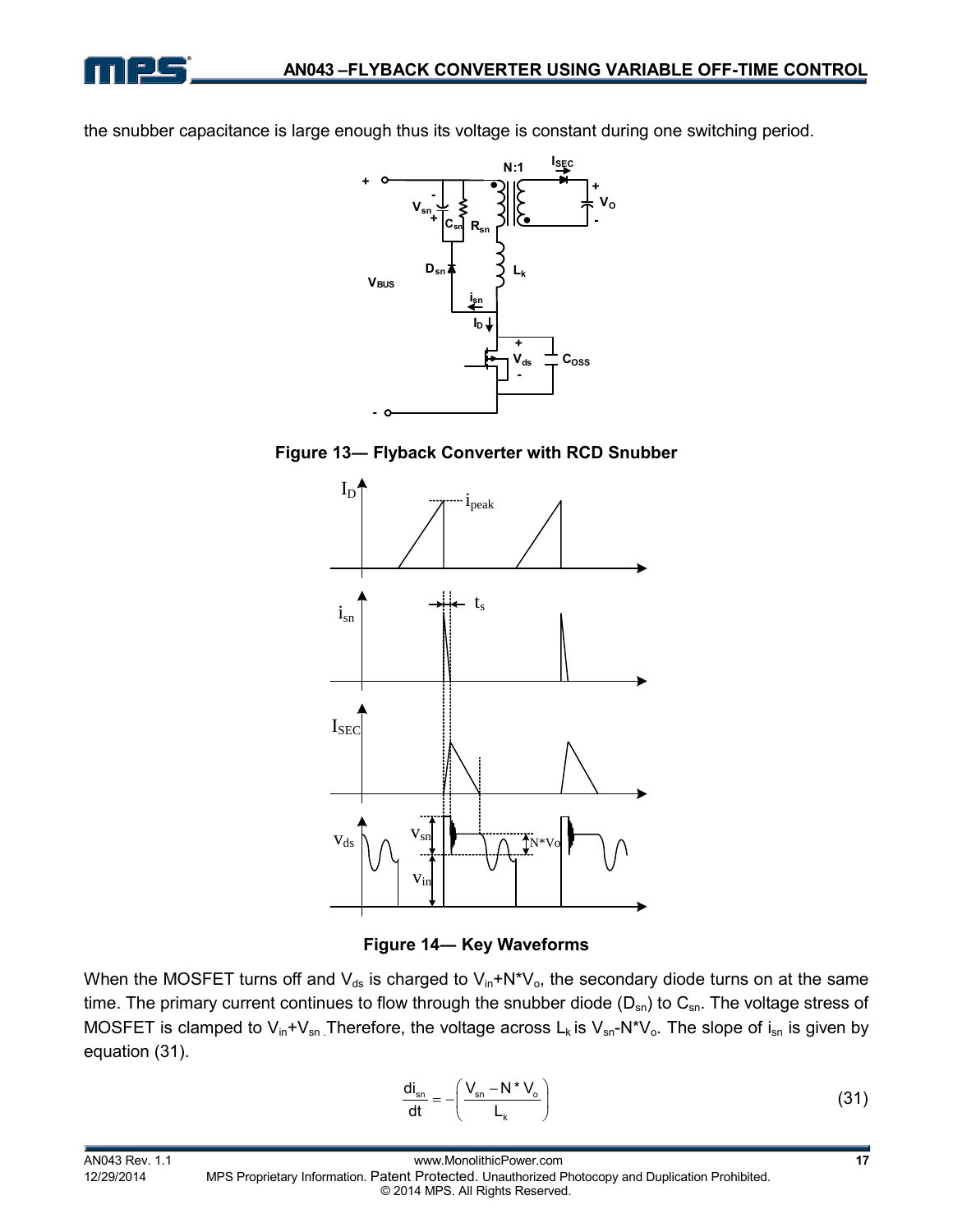the snubber capacitance is large enough thus its voltage is constant during one switching period.

**Figure 13— Flyback Converter with RCD Snubber**

**Figure 14— Key Waveforms**

When the MOSFET turns off and $V_{ds}$ is charged to $V_{in}$+N*$V_o$, the secondary diode turns on at the same time. The primary current continues to flow through the snubber diode ($D_{sn}$) to $C_{sn}$. The voltage stress of MOSFET is clamped to $V_{in}$+$V_{sn}$. Therefore, the voltage across $L_k$ is $V_{sn}$-N*$V_o$. The slope of $i_{sn}$ is given by equation (31).

$$\frac{di_{sn}}{dt} = -\left(\frac{V_{sn} - N * V_o}{L_k}\right) \tag{31}$$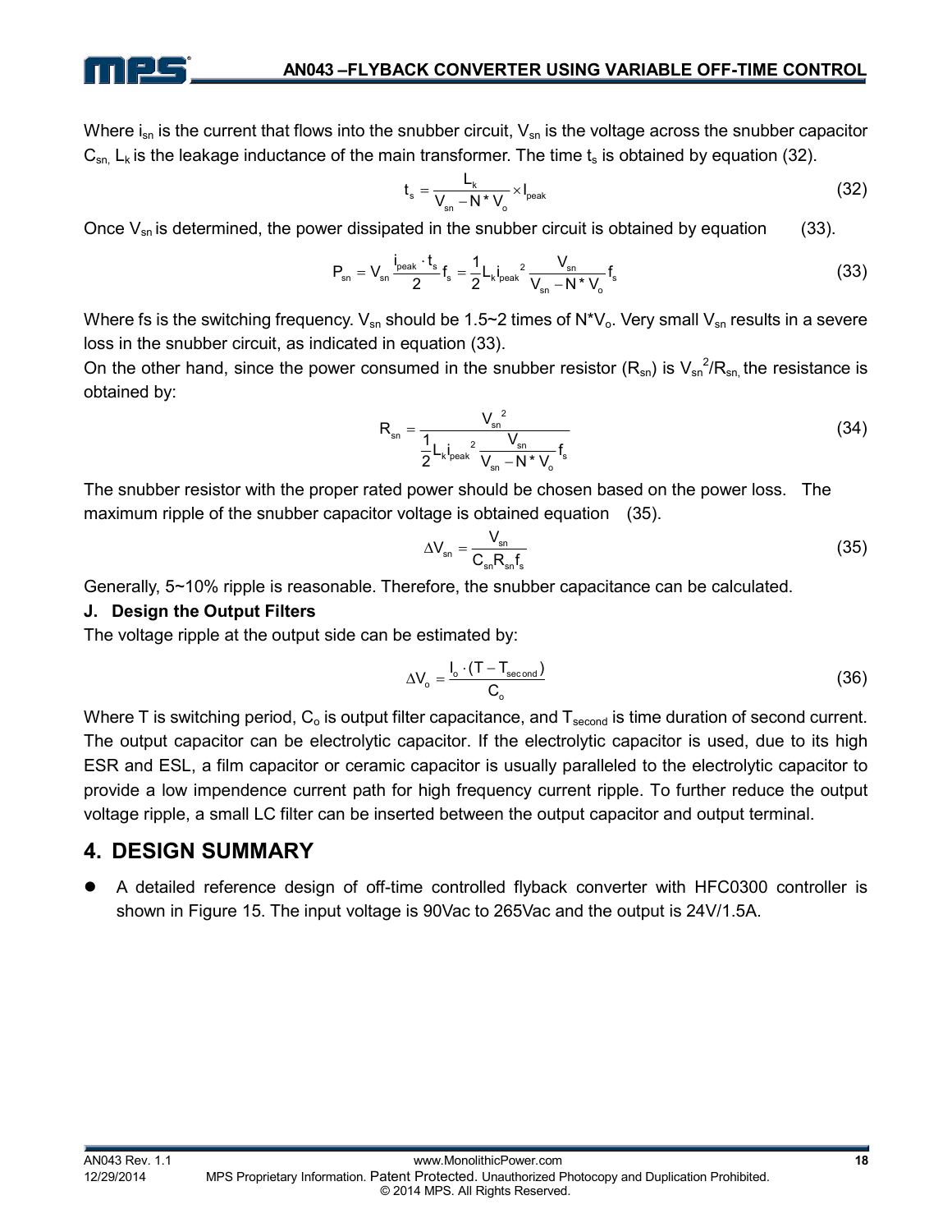Where $i_{sn}$ is the current that flows into the snubber circuit, $V_{sn}$ is the voltage across the snubber capacitor $C_{sn}$, $L_k$ is the leakage inductance of the main transformer. The time $t_s$ is obtained by equation (32).

$$t_s = \frac{L_k}{V_{sn} - N * V_o} \times I_{peak} \tag{32}$$

Once $V_{sn}$ is determined, the power dissipated in the snubber circuit is obtained by equation (33).

$$P_{sn} = V_{sn} \frac{i_{peak} \cdot t_s}{2} f_s = \frac{1}{2} L_k i_{peak}{}^2 \frac{V_{sn}}{V_{sn} - N * V_o} f_s \tag{33}$$

Where fs is the switching frequency. $V_{sn}$ should be 1.5~2 times of $N*V_o$. Very small $V_{sn}$ results in a severe loss in the snubber circuit, as indicated in equation (33).

On the other hand, since the power consumed in the snubber resistor ($R_{sn}$) is $V_{sn}{}^2/R_{sn}$, the resistance is obtained by:

$$R_{sn} = \frac{V_{sn}{}^2}{\frac{1}{2} L_k i_{peak}{}^2 \frac{V_{sn}}{V_{sn} - N * V_o} f_s} \tag{34}$$

The snubber resistor with the proper rated power should be chosen based on the power loss. The maximum ripple of the snubber capacitor voltage is obtained equation (35).

$$\Delta V_{sn} = \frac{V_{sn}}{C_{sn} R_{sn} f_s} \tag{35}$$

Generally, 5~10% ripple is reasonable. Therefore, the snubber capacitance can be calculated.

**J. Design the Output Filters**

The voltage ripple at the output side can be estimated by:

$$\Delta V_o = \frac{I_o \cdot (T - T_{second})}{C_o} \tag{36}$$

Where T is switching period, $C_o$ is output filter capacitance, and $T_{second}$ is time duration of second current. The output capacitor can be electrolytic capacitor. If the electrolytic capacitor is used, due to its high ESR and ESL, a film capacitor or ceramic capacitor is usually paralleled to the electrolytic capacitor to provide a low impendence current path for high frequency current ripple. To further reduce the output voltage ripple, a small LC filter can be inserted between the output capacitor and output terminal.

## 4. DESIGN SUMMARY

- A detailed reference design of off-time controlled flyback converter with HFC0300 controller is shown in Figure 15. The input voltage is 90Vac to 265Vac and the output is 24V/1.5A.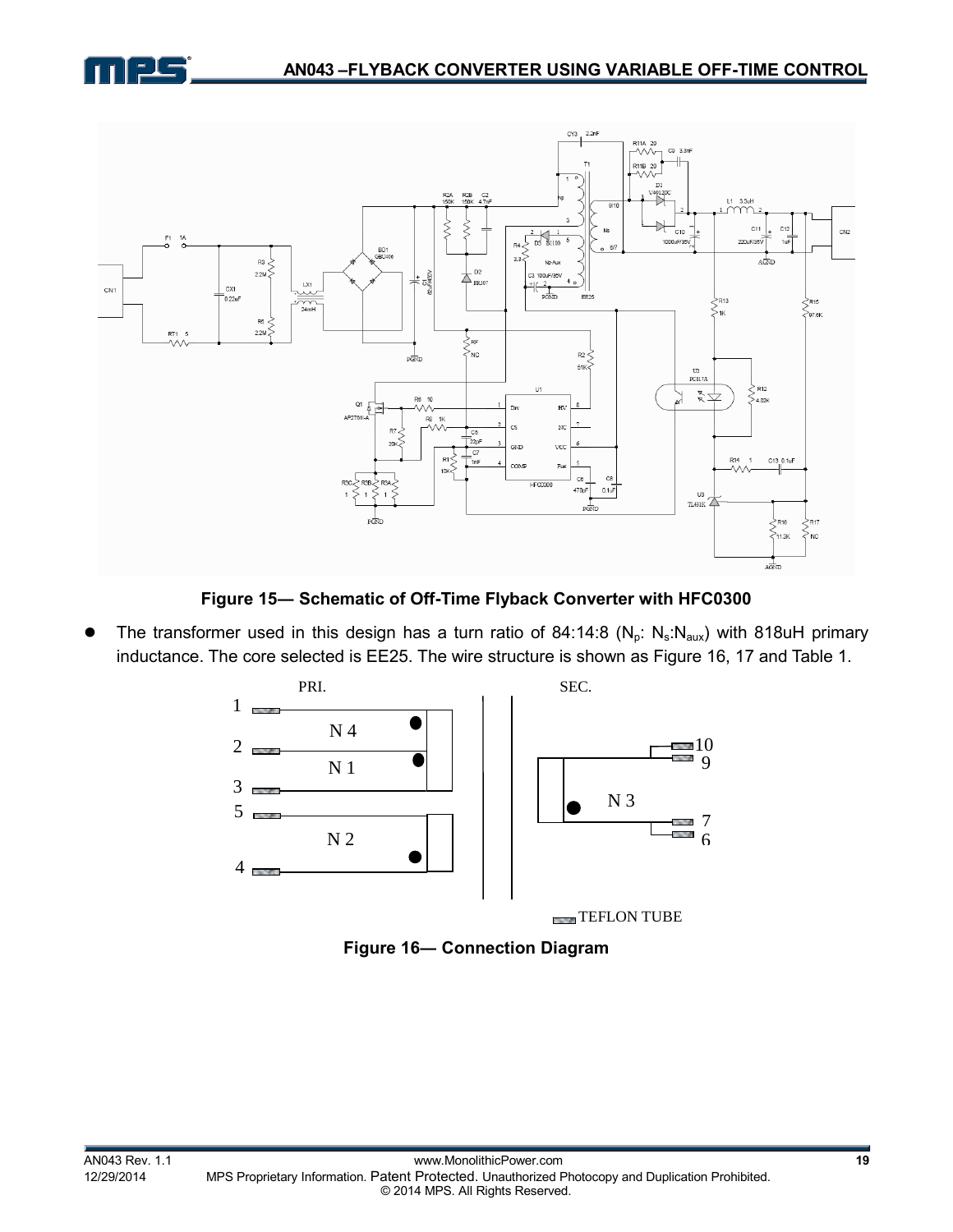Figure 15— Schematic of Off-Time Flyback Converter with HFC0300

- The transformer used in this design has a turn ratio of 84:14:8 ($N_p$: $N_s$:$N_{aux}$) with 818uH primary inductance. The core selected is EE25. The wire structure is shown as Figure 16, 17 and Table 1.

Figure 16— Connection Diagram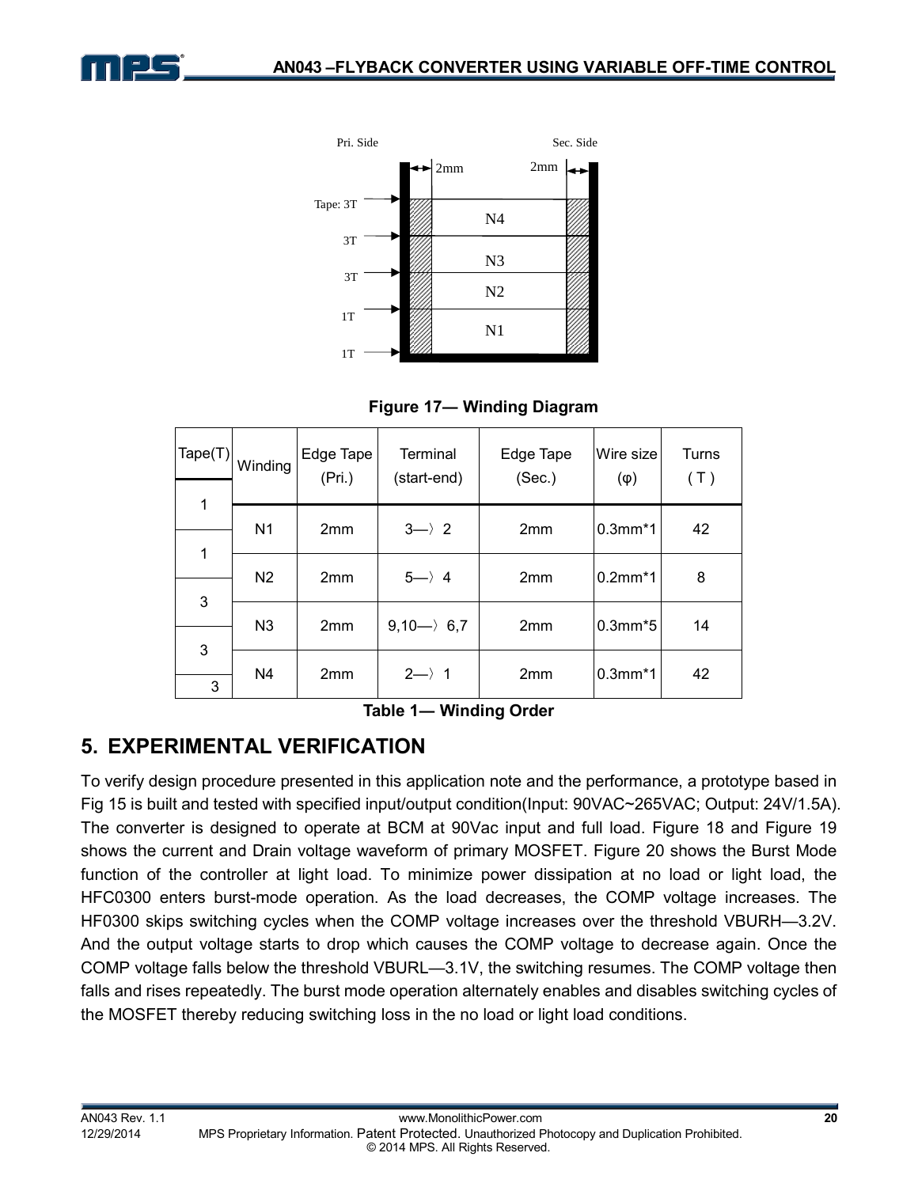Figure 17— Winding Diagram

| Tape(T) | Winding | Edge Tape (Pri.) | Terminal (start-end) | Edge Tape (Sec.) | Wire size (φ) | Turns ( T ) |
|---|---|---|---|---|---|---|
| 1 | | | | | | |
| | N1 | 2mm | 3—〉2 | 2mm | 0.3mm*1 | 42 |
| 1 | | | | | | |
| | N2 | 2mm | 5—〉4 | 2mm | 0.2mm*1 | 8 |
| 3 | | | | | | |
| | N3 | 2mm | 9,10—〉6,7 | 2mm | 0.3mm*5 | 14 |
| 3 | | | | | | |
| | N4 | 2mm | 2—〉1 | 2mm | 0.3mm*1 | 42 |
| 3 | | | | | | |

Table 1— Winding Order

## 5. EXPERIMENTAL VERIFICATION

To verify design procedure presented in this application note and the performance, a prototype based in Fig 15 is built and tested with specified input/output condition(Input: 90VAC~265VAC; Output: 24V/1.5A). The converter is designed to operate at BCM at 90Vac input and full load. Figure 18 and Figure 19 shows the current and Drain voltage waveform of primary MOSFET. Figure 20 shows the Burst Mode function of the controller at light load. To minimize power dissipation at no load or light load, the HFC0300 enters burst-mode operation. As the load decreases, the COMP voltage increases. The HF0300 skips switching cycles when the COMP voltage increases over the threshold VBURH—3.2V. And the output voltage starts to drop which causes the COMP voltage to decrease again. Once the COMP voltage falls below the threshold VBURL—3.1V, the switching resumes. The COMP voltage then falls and rises repeatedly. The burst mode operation alternately enables and disables switching cycles of the MOSFET thereby reducing switching loss in the no load or light load conditions.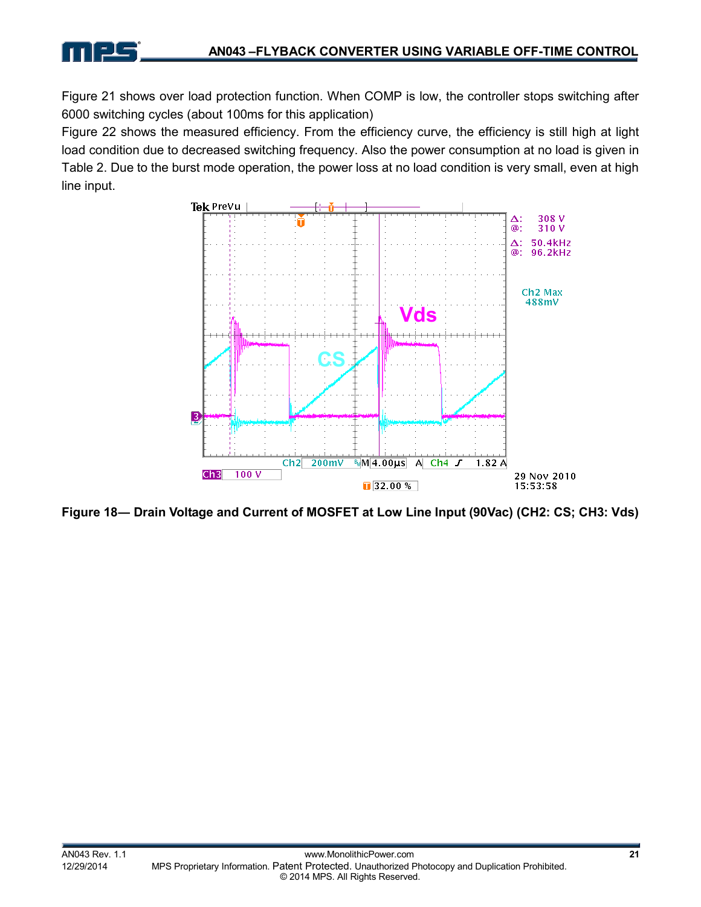Figure 21 shows over load protection function. When COMP is low, the controller stops switching after 6000 switching cycles (about 100ms for this application)

Figure 22 shows the measured efficiency. From the efficiency curve, the efficiency is still high at light load condition due to decreased switching frequency. Also the power consumption at no load is given in Table 2. Due to the burst mode operation, the power loss at no load condition is very small, even at high line input.

**Figure 18— Drain Voltage and Current of MOSFET at Low Line Input (90Vac) (CH2: CS; CH3: Vds)**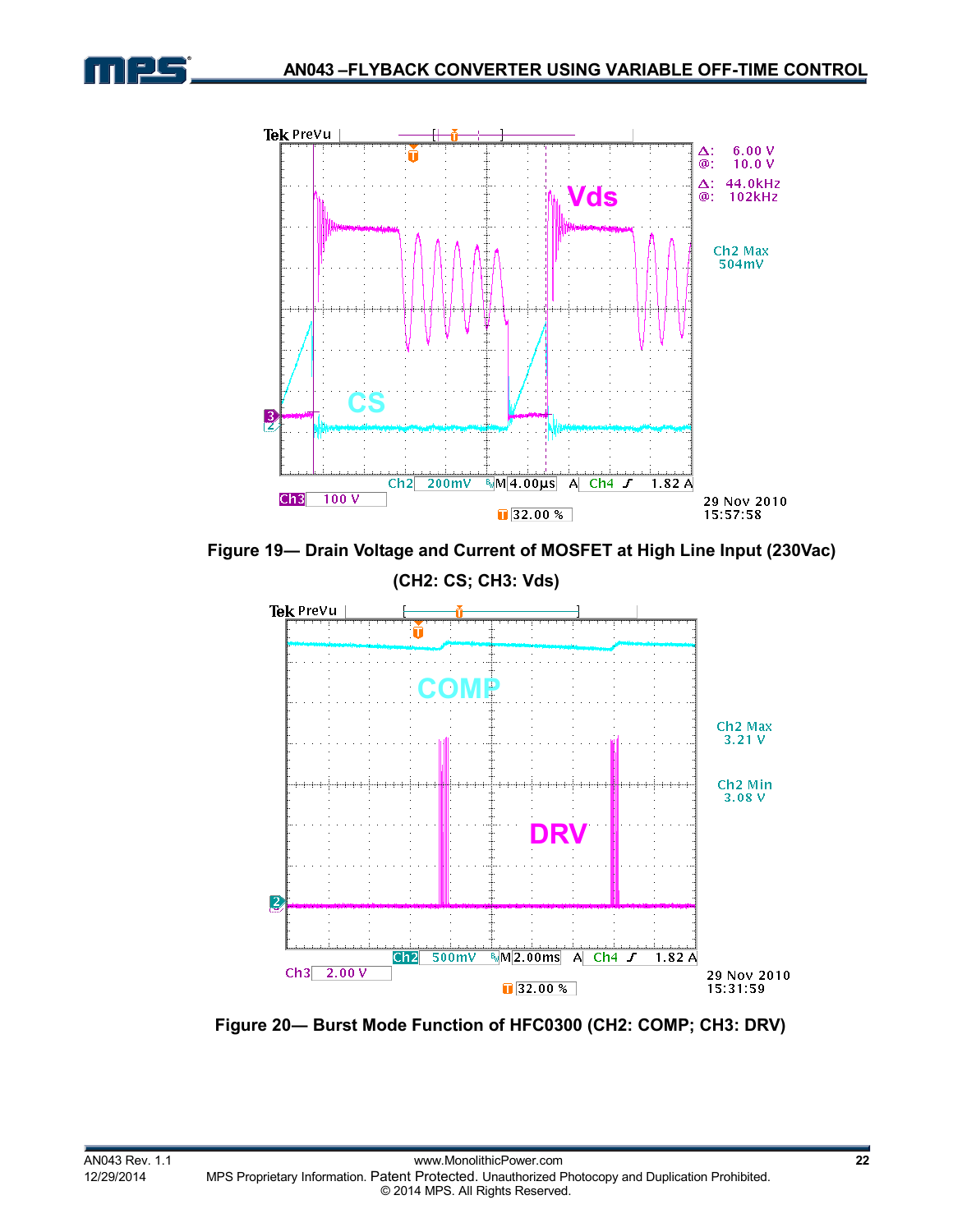**Figure 19— Drain Voltage and Current of MOSFET at High Line Input (230Vac)**

**(CH2: CS; CH3: Vds)**

**Figure 20— Burst Mode Function of HFC0300 (CH2: COMP; CH3: DRV)**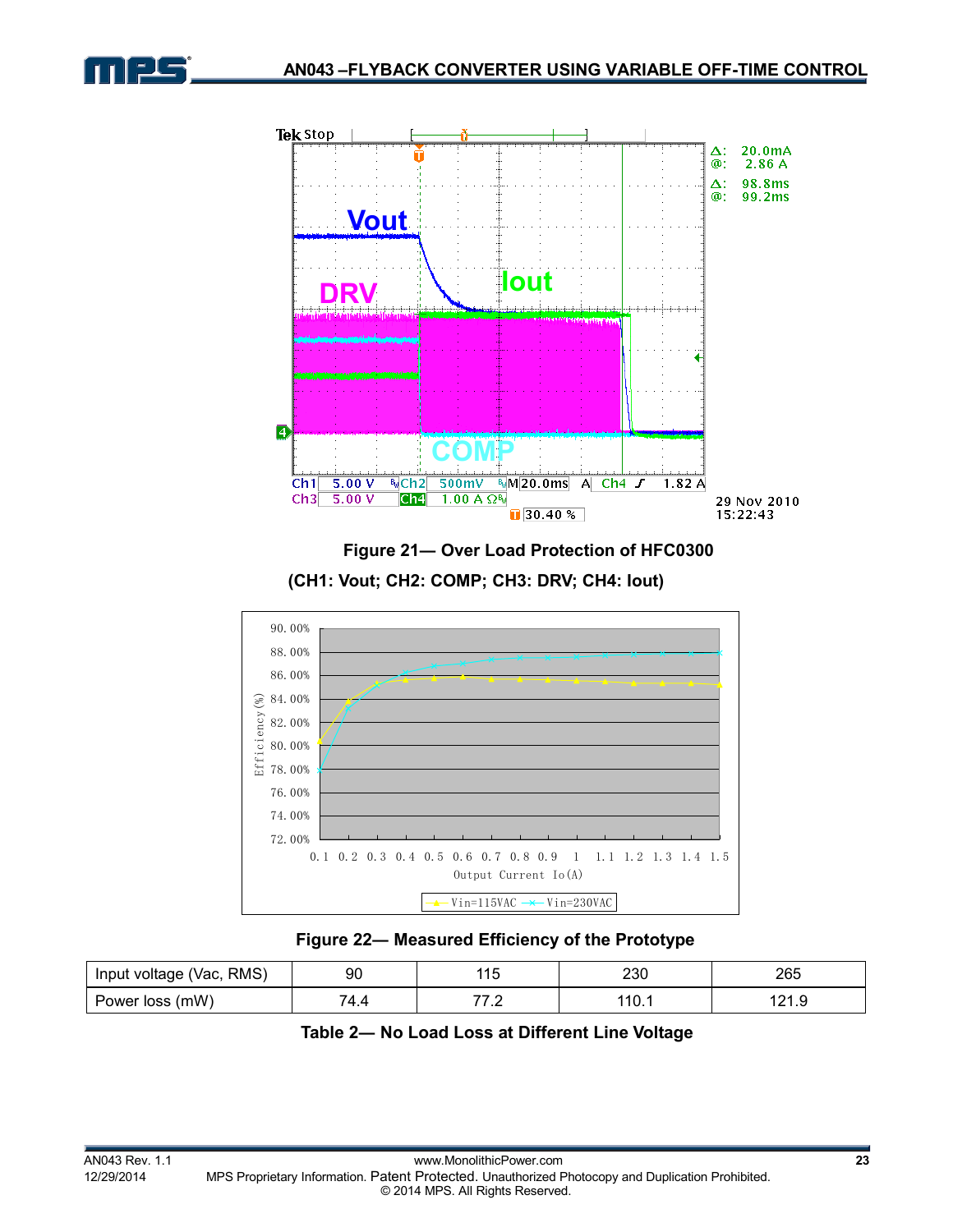**Figure 21— Over Load Protection of HFC0300**

**(CH1: Vout; CH2: COMP; CH3: DRV; CH4: Iout)**

**Figure 22— Measured Efficiency of the Prototype**

| Input voltage (Vac, RMS) | 90 | 115 | 230 | 265 |
|---|---|---|---|---|
| Power loss (mW) | 74.4 | 77.2 | 110.1 | 121.9 |

**Table 2— No Load Loss at Different Line Voltage**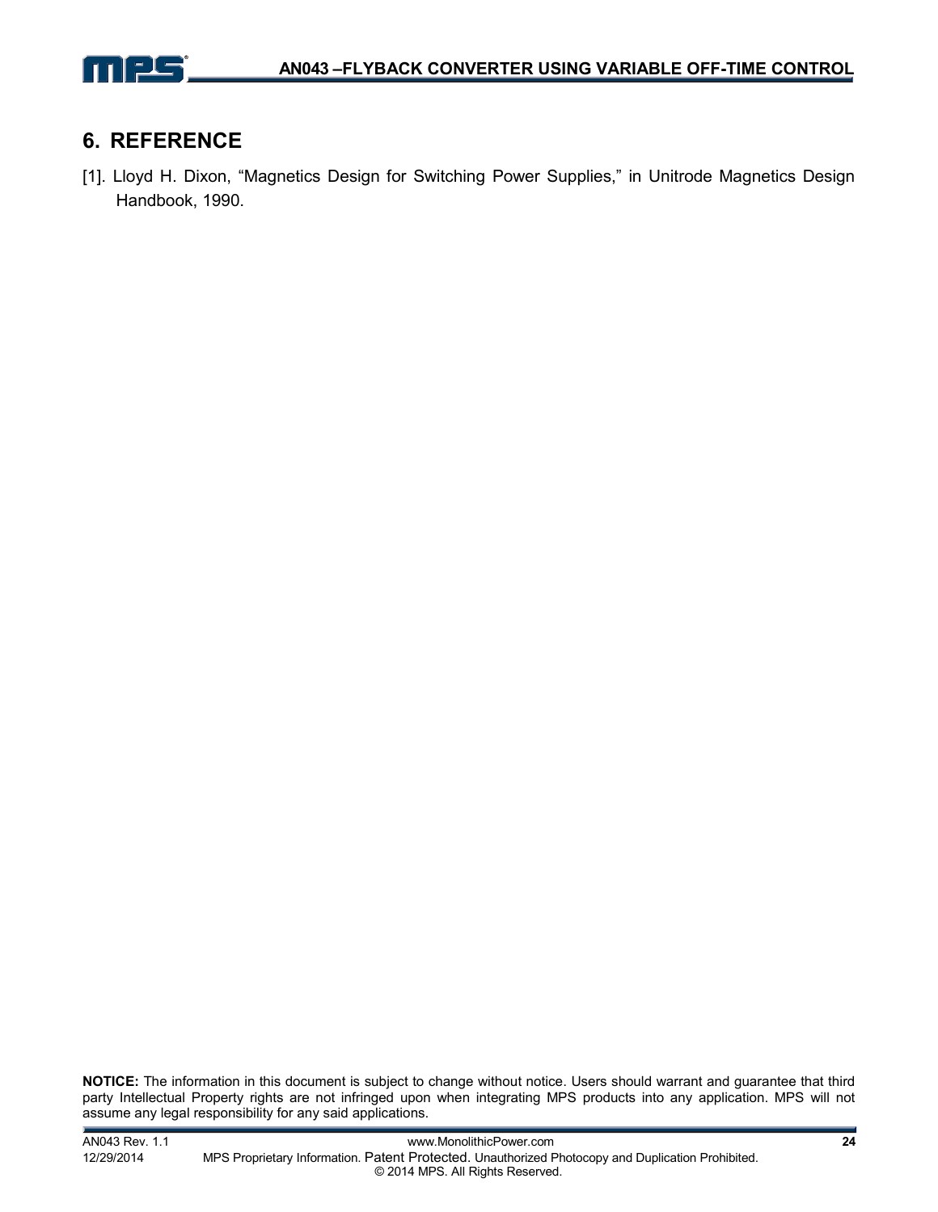## 6. REFERENCE

[1]. Lloyd H. Dixon, “Magnetics Design for Switching Power Supplies,” in Unitrode Magnetics Design Handbook, 1990.

**NOTICE:** The information in this document is subject to change without notice. Users should warrant and guarantee that third party Intellectual Property rights are not infringed upon when integrating MPS products into any application. MPS will not assume any legal responsibility for any said applications.